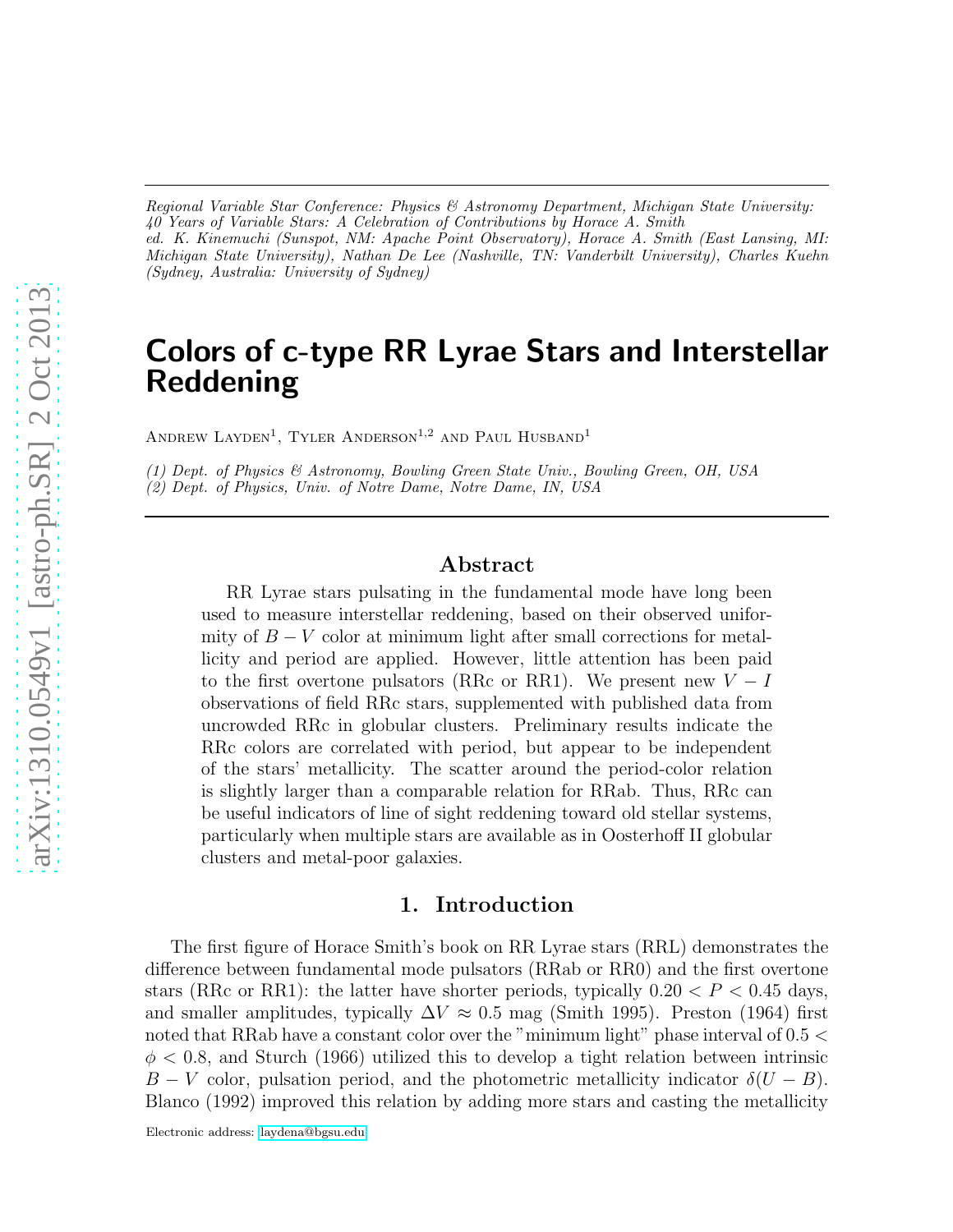*Regional Variable Star Conference: Physics & Astronomy Department, Michigan State University: 40 Years of Variable Stars: A Celebration of Contributions by Horace A. Smith*
*ed. K. Kinemuchi (Sunspot, NM: Apache Point Observatory), Horace A. Smith (East Lansing, MI: Michigan State University), Nathan De Lee (Nashville, TN: Vanderbilt University), Charles Kuehn (Sydney, Australia: University of Sydney)*

# Colors of c-type RR Lyrae Stars and Interstellar Reddening

Andrew Layden[1], Tyler Anderson[1,2] and Paul Husband[1]

*(1) Dept. of Physics & Astronomy, Bowling Green State Univ., Bowling Green, OH, USA*
*(2) Dept. of Physics, Univ. of Notre Dame, Notre Dame, IN, USA*

## Abstract

RR Lyrae stars pulsating in the fundamental mode have long been used to measure interstellar reddening, based on their observed uniformity of $B-V$ color at minimum light after small corrections for metallicity and period are applied. However, little attention has been paid to the first overtone pulsators (RRc or RR1). We present new $V-I$ observations of field RRc stars, supplemented with published data from uncrowded RRc in globular clusters. Preliminary results indicate the RRc colors are correlated with period, but appear to be independent of the stars' metallicity. The scatter around the period-color relation is slightly larger than a comparable relation for RRab. Thus, RRc can be useful indicators of line of sight reddening toward old stellar systems, particularly when multiple stars are available as in Oosterhoff II globular clusters and metal-poor galaxies.

## 1. Introduction

The first figure of Horace Smith's book on RR Lyrae stars (RRL) demonstrates the difference between fundamental mode pulsators (RRab or RR0) and the first overtone stars (RRc or RR1): the latter have shorter periods, typically $0.20 < P < 0.45$ days, and smaller amplitudes, typically $\Delta V \approx 0.5$ mag (Smith 1995). Preston (1964) first noted that RRab have a constant color over the "minimum light" phase interval of $0.5 < \phi < 0.8$, and Sturch (1966) utilized this to develop a tight relation between intrinsic $B-V$ color, pulsation period, and the photometric metallicity indicator $\delta(U-B)$. Blanco (1992) improved this relation by adding more stars and casting the metallicity

Electronic address: laydena@bgsu.edu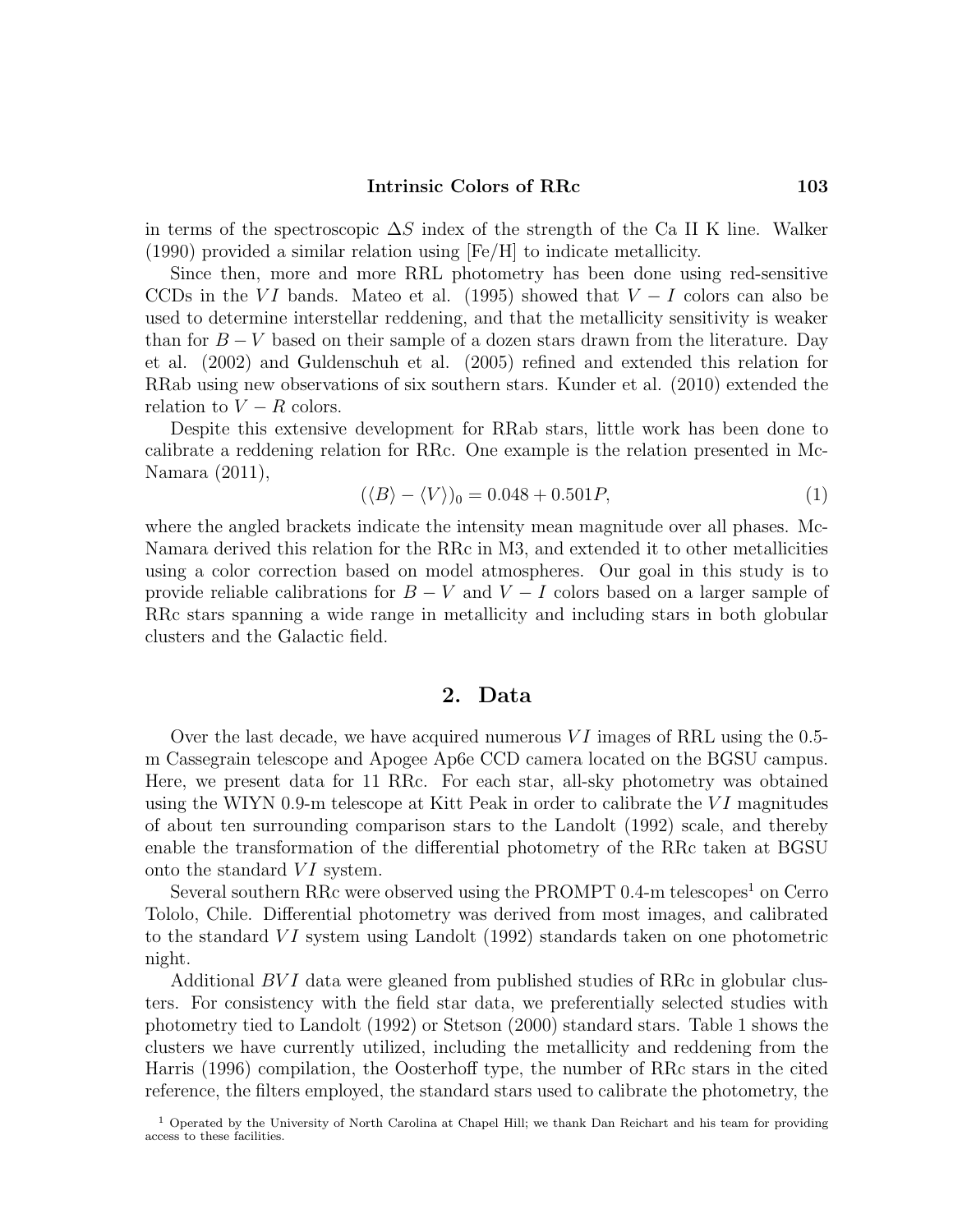in terms of the spectroscopic $\Delta S$ index of the strength of the Ca II K line. Walker (1990) provided a similar relation using [Fe/H] to indicate metallicity.

Since then, more and more RRL photometry has been done using red-sensitive CCDs in the $VI$ bands. Mateo et al. (1995) showed that $V-I$ colors can also be used to determine interstellar reddening, and that the metallicity sensitivity is weaker than for $B-V$ based on their sample of a dozen stars drawn from the literature. Day et al. (2002) and Guldenschuh et al. (2005) refined and extended this relation for RRab using new observations of six southern stars. Kunder et al. (2010) extended the relation to $V-R$ colors.

Despite this extensive development for RRab stars, little work has been done to calibrate a reddening relation for RRc. One example is the relation presented in McNamara (2011),

$$(\langle B\rangle - \langle V\rangle)_0 = 0.048 + 0.501P, \tag{1}$$

where the angled brackets indicate the intensity mean magnitude over all phases. McNamara derived this relation for the RRc in M3, and extended it to other metallicities using a color correction based on model atmospheres. Our goal in this study is to provide reliable calibrations for $B-V$ and $V-I$ colors based on a larger sample of RRc stars spanning a wide range in metallicity and including stars in both globular clusters and the Galactic field.

## 2. Data

Over the last decade, we have acquired numerous $VI$ images of RRL using the 0.5-m Cassegrain telescope and Apogee Ap6e CCD camera located on the BGSU campus. Here, we present data for 11 RRc. For each star, all-sky photometry was obtained using the WIYN 0.9-m telescope at Kitt Peak in order to calibrate the $VI$ magnitudes of about ten surrounding comparison stars to the Landolt (1992) scale, and thereby enable the transformation of the differential photometry of the RRc taken at BGSU onto the standard $VI$ system.

Several southern RRc were observed using the PROMPT 0.4-m telescopes[1] on Cerro Tololo, Chile. Differential photometry was derived from most images, and calibrated to the standard $VI$ system using Landolt (1992) standards taken on one photometric night.

Additional $BVI$ data were gleaned from published studies of RRc in globular clusters. For consistency with the field star data, we preferentially selected studies with photometry tied to Landolt (1992) or Stetson (2000) standard stars. Table 1 shows the clusters we have currently utilized, including the metallicity and reddening from the Harris (1996) compilation, the Oosterhoff type, the number of RRc stars in the cited reference, the filters employed, the standard stars used to calibrate the photometry, the

[1] Operated by the University of North Carolina at Chapel Hill; we thank Dan Reichart and his team for providing access to these facilities.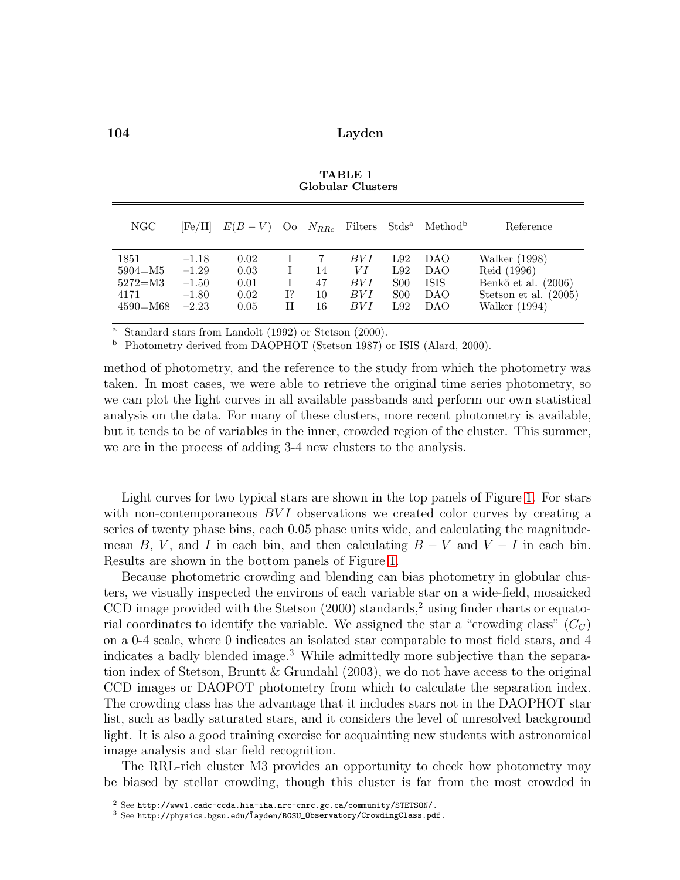**TABLE 1**
**Globular Clusters**

| NGC | [Fe/H] | $E(B-V)$ | Oo | $N_{RRc}$ | Filters | Stds[a] | Method[b] | Reference |
|---|---|---|---|---|---|---|---|---|
| 1851 | −1.18 | 0.02 | I | 7 | *BVI* | L92 | DAO | Walker (1998) |
| 5904=M5 | −1.29 | 0.03 | I | 14 | *VI* | L92 | DAO | Reid (1996) |
| 5272=M3 | −1.50 | 0.01 | I | 47 | *BVI* | S00 | ISIS | Benkő et al. (2006) |
| 4171 | −1.80 | 0.02 | I? | 10 | *BVI* | S00 | DAO | Stetson et al. (2005) |
| 4590=M68 | −2.23 | 0.05 | II | 16 | *BVI* | L92 | DAO | Walker (1994) |

[a] Standard stars from Landolt (1992) or Stetson (2000).
[b] Photometry derived from DAOPHOT (Stetson 1987) or ISIS (Alard, 2000).

method of photometry, and the reference to the study from which the photometry was taken. In most cases, we were able to retrieve the original time series photometry, so we can plot the light curves in all available passbands and perform our own statistical analysis on the data. For many of these clusters, more recent photometry is available, but it tends to be of variables in the inner, crowded region of the cluster. This summer, we are in the process of adding 3-4 new clusters to the analysis.

Light curves for two typical stars are shown in the top panels of Figure 1. For stars with non-contemporaneous $BVI$ observations we created color curves by creating a series of twenty phase bins, each 0.05 phase units wide, and calculating the magnitude-mean $B$, $V$, and $I$ in each bin, and then calculating $B-V$ and $V-I$ in each bin. Results are shown in the bottom panels of Figure 1.

Because photometric crowding and blending can bias photometry in globular clusters, we visually inspected the environs of each variable star on a wide-field, mosaicked CCD image provided with the Stetson (2000) standards,[2] using finder charts or equatorial coordinates to identify the variable. We assigned the star a "crowding class" ($C_C$) on a 0-4 scale, where 0 indicates an isolated star comparable to most field stars, and 4 indicates a badly blended image.[3] While admittedly more subjective than the separation index of Stetson, Bruntt & Grundahl (2003), we do not have access to the original CCD images or DAOPOT photometry from which to calculate the separation index. The crowding class has the advantage that it includes stars not in the DAOPHOT star list, such as badly saturated stars, and it considers the level of unresolved background light. It is also a good training exercise for acquainting new students with astronomical image analysis and star field recognition.

The RRL-rich cluster M3 provides an opportunity to check how photometry may be biased by stellar crowding, though this cluster is far from the most crowded in

[2] See http://www1.cadc-ccda.hia-iha.nrc-cnrc.gc.ca/community/STETSON/.
[3] See http://physics.bgsu.edu/~layden/BGSU_Observatory/CrowdingClass.pdf.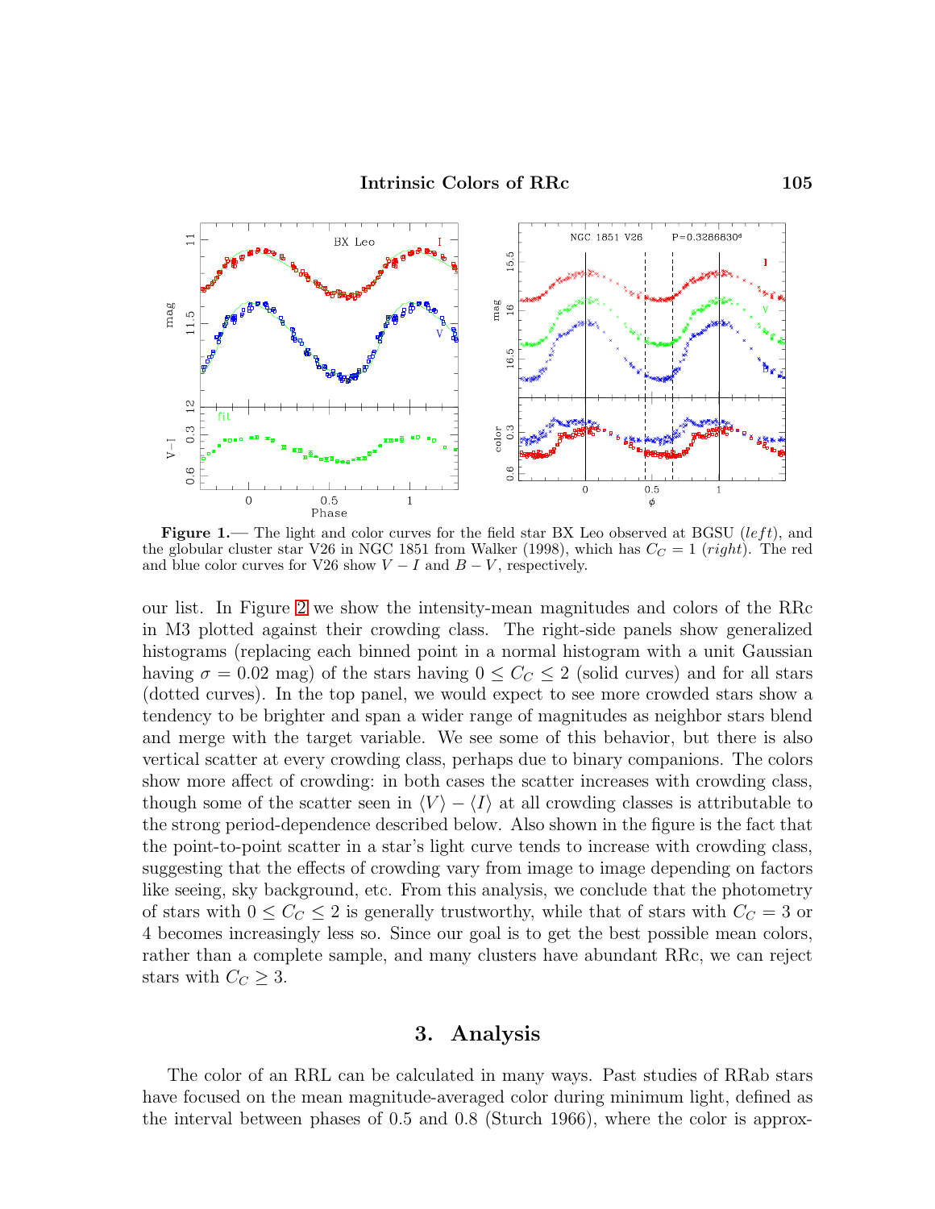**Figure 1.**— The light and color curves for the field star BX Leo observed at BGSU (*left*), and the globular cluster star V26 in NGC 1851 from Walker (1998), which has $C_C = 1$ (*right*). The red and blue color curves for V26 show $V - I$ and $B - V$, respectively.

our list. In Figure 2 we show the intensity-mean magnitudes and colors of the RRc in M3 plotted against their crowding class. The right-side panels show generalized histograms (replacing each binned point in a normal histogram with a unit Gaussian having $\sigma = 0.02$ mag) of the stars having $0 \leq C_C \leq 2$ (solid curves) and for all stars (dotted curves). In the top panel, we would expect to see more crowded stars show a tendency to be brighter and span a wider range of magnitudes as neighbor stars blend and merge with the target variable. We see some of this behavior, but there is also vertical scatter at every crowding class, perhaps due to binary companions. The colors show more affect of crowding: in both cases the scatter increases with crowding class, though some of the scatter seen in $\langle V \rangle - \langle I \rangle$ at all crowding classes is attributable to the strong period-dependence described below. Also shown in the figure is the fact that the point-to-point scatter in a star's light curve tends to increase with crowding class, suggesting that the effects of crowding vary from image to image depending on factors like seeing, sky background, etc. From this analysis, we conclude that the photometry of stars with $0 \leq C_C \leq 2$ is generally trustworthy, while that of stars with $C_C = 3$ or 4 becomes increasingly less so. Since our goal is to get the best possible mean colors, rather than a complete sample, and many clusters have abundant RRc, we can reject stars with $C_C \geq 3$.

## 3. Analysis

The color of an RRL can be calculated in many ways. Past studies of RRab stars have focused on the mean magnitude-averaged color during minimum light, defined as the interval between phases of 0.5 and 0.8 (Sturch 1966), where the color is approx-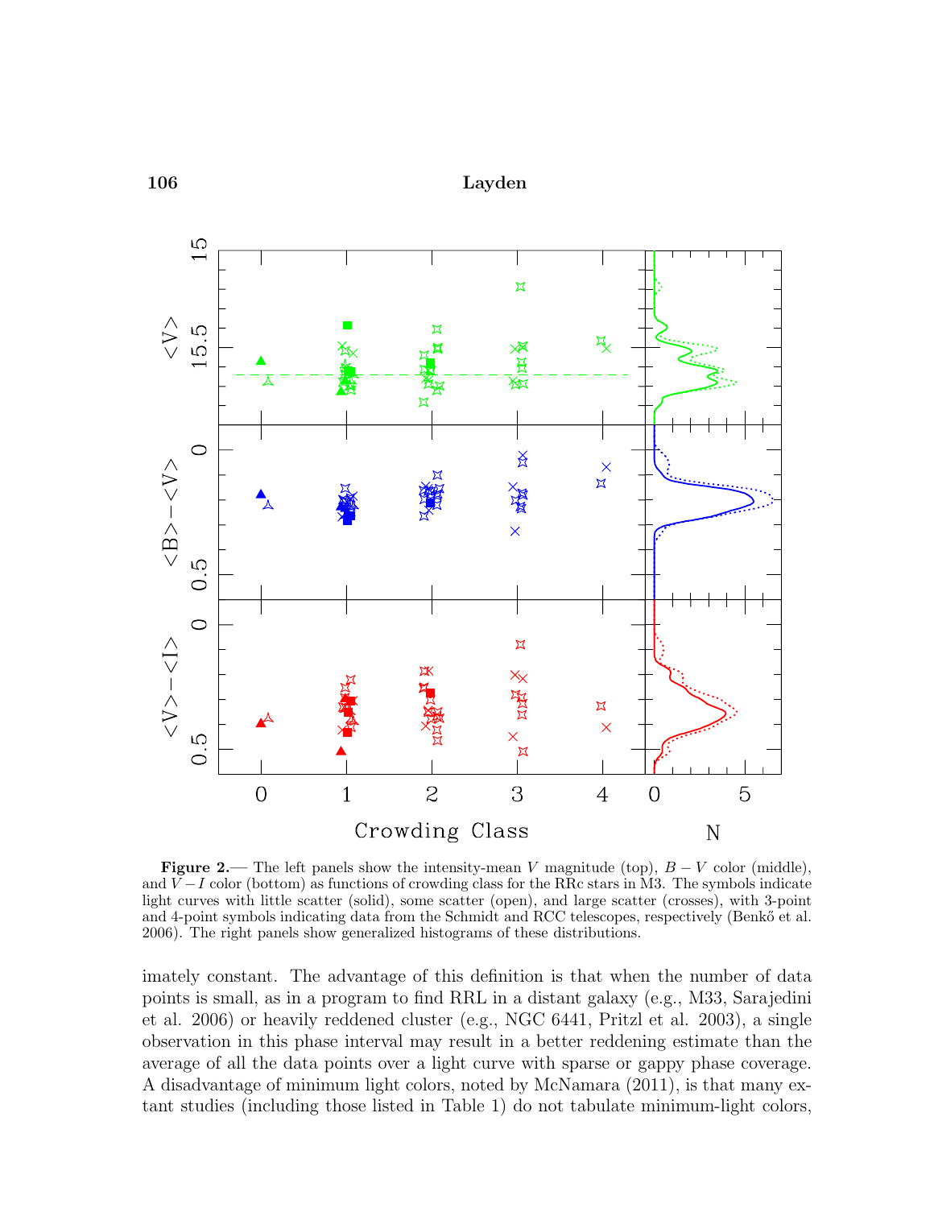**Figure 2.**— The left panels show the intensity-mean $V$ magnitude (top), $B-V$ color (middle), and $V-I$ color (bottom) as functions of crowding class for the RRc stars in M3. The symbols indicate light curves with little scatter (solid), some scatter (open), and large scatter (crosses), with 3-point and 4-point symbols indicating data from the Schmidt and RCC telescopes, respectively (Benkő et al. 2006). The right panels show generalized histograms of these distributions.

imately constant. The advantage of this definition is that when the number of data points is small, as in a program to find RRL in a distant galaxy (e.g., M33, Sarajedini et al. 2006) or heavily reddened cluster (e.g., NGC 6441, Pritzl et al. 2003), a single observation in this phase interval may result in a better reddening estimate than the average of all the data points over a light curve with sparse or gappy phase coverage. A disadvantage of minimum light colors, noted by McNamara (2011), is that many extant studies (including those listed in Table 1) do not tabulate minimum-light colors,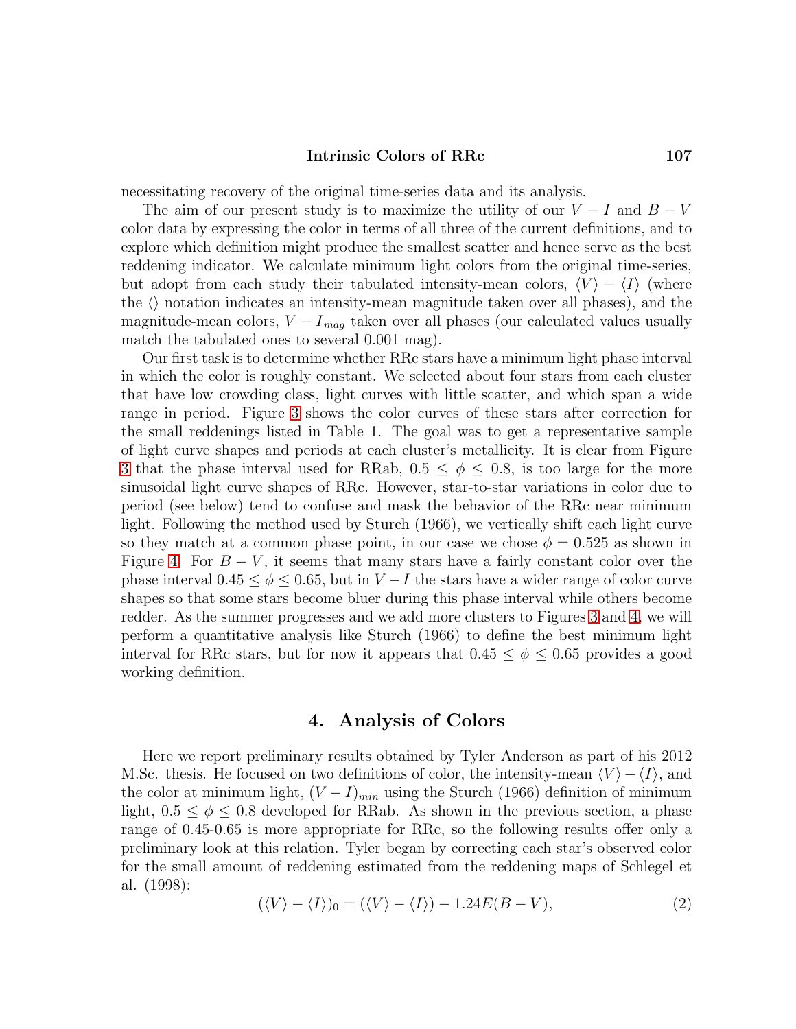necessitating recovery of the original time-series data and its analysis.

The aim of our present study is to maximize the utility of our $V-I$ and $B-V$ color data by expressing the color in terms of all three of the current definitions, and to explore which definition might produce the smallest scatter and hence serve as the best reddening indicator. We calculate minimum light colors from the original time-series, but adopt from each study their tabulated intensity-mean colors, $\langle V\rangle - \langle I\rangle$ (where the $\langle\rangle$ notation indicates an intensity-mean magnitude taken over all phases), and the magnitude-mean colors, $V-I_{mag}$ taken over all phases (our calculated values usually match the tabulated ones to several 0.001 mag).

Our first task is to determine whether RRc stars have a minimum light phase interval in which the color is roughly constant. We selected about four stars from each cluster that have low crowding class, light curves with little scatter, and which span a wide range in period. Figure 3 shows the color curves of these stars after correction for the small reddenings listed in Table 1. The goal was to get a representative sample of light curve shapes and periods at each cluster's metallicity. It is clear from Figure 3 that the phase interval used for RRab, $0.5 \leq \phi \leq 0.8$, is too large for the more sinusoidal light curve shapes of RRc. However, star-to-star variations in color due to period (see below) tend to confuse and mask the behavior of the RRc near minimum light. Following the method used by Sturch (1966), we vertically shift each light curve so they match at a common phase point, in our case we chose $\phi = 0.525$ as shown in Figure 4. For $B-V$, it seems that many stars have a fairly constant color over the phase interval $0.45 \leq \phi \leq 0.65$, but in $V-I$ the stars have a wider range of color curve shapes so that some stars become bluer during this phase interval while others become redder. As the summer progresses and we add more clusters to Figures 3 and 4, we will perform a quantitative analysis like Sturch (1966) to define the best minimum light interval for RRc stars, but for now it appears that $0.45 \leq \phi \leq 0.65$ provides a good working definition.

## 4. Analysis of Colors

Here we report preliminary results obtained by Tyler Anderson as part of his 2012 M.Sc. thesis. He focused on two definitions of color, the intensity-mean $\langle V\rangle - \langle I\rangle$, and the color at minimum light, $(V-I)_{min}$ using the Sturch (1966) definition of minimum light, $0.5 \leq \phi \leq 0.8$ developed for RRab. As shown in the previous section, a phase range of 0.45-0.65 is more appropriate for RRc, so the following results offer only a preliminary look at this relation. Tyler began by correcting each star's observed color for the small amount of reddening estimated from the reddening maps of Schlegel et al. (1998):

$$(\langle V\rangle - \langle I\rangle)_0 = (\langle V\rangle - \langle I\rangle) - 1.24E(B-V), \tag{2}$$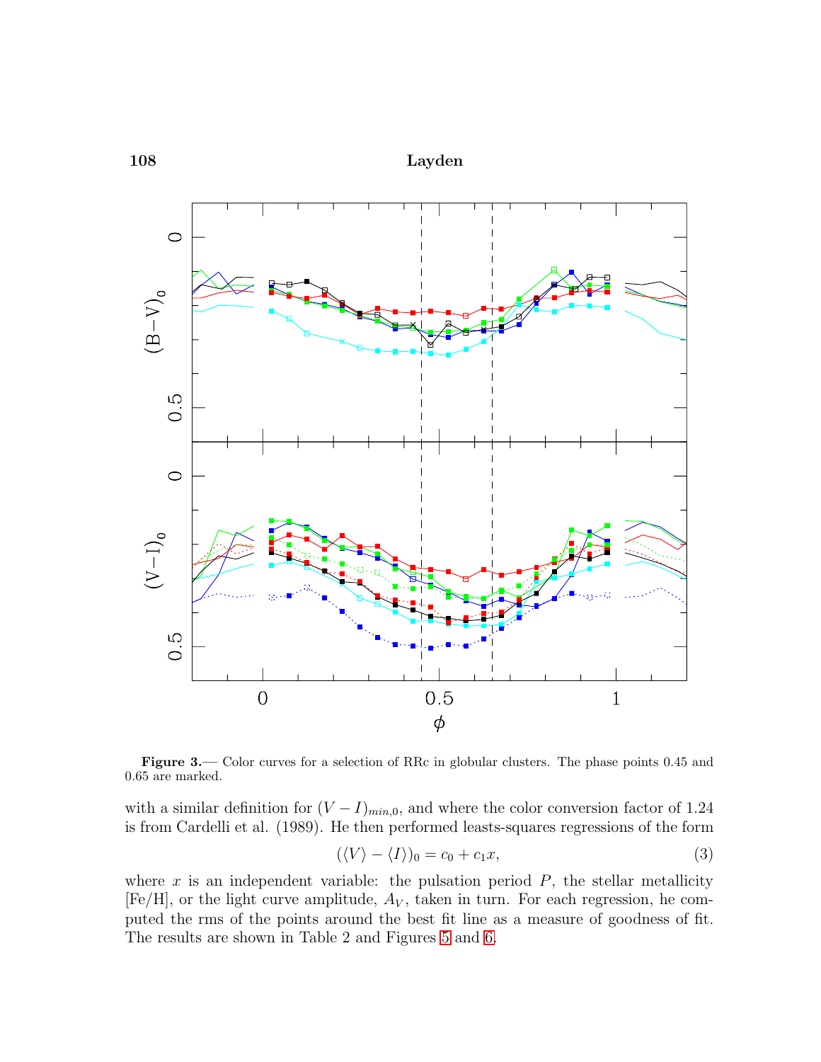**Figure 3.**— Color curves for a selection of RRc in globular clusters. The phase points 0.45 and 0.65 are marked.

with a similar definition for $(V-I)_{min,0}$, and where the color conversion factor of 1.24 is from Cardelli et al. (1989). He then performed leasts-squares regressions of the form

$$(\langle V\rangle - \langle I\rangle)_0 = c_0 + c_1 x, \tag{3}$$

where $x$ is an independent variable: the pulsation period $P$, the stellar metallicity [Fe/H], or the light curve amplitude, $A_V$, taken in turn. For each regression, he computed the rms of the points around the best fit line as a measure of goodness of fit. The results are shown in Table 2 and Figures 5 and 6.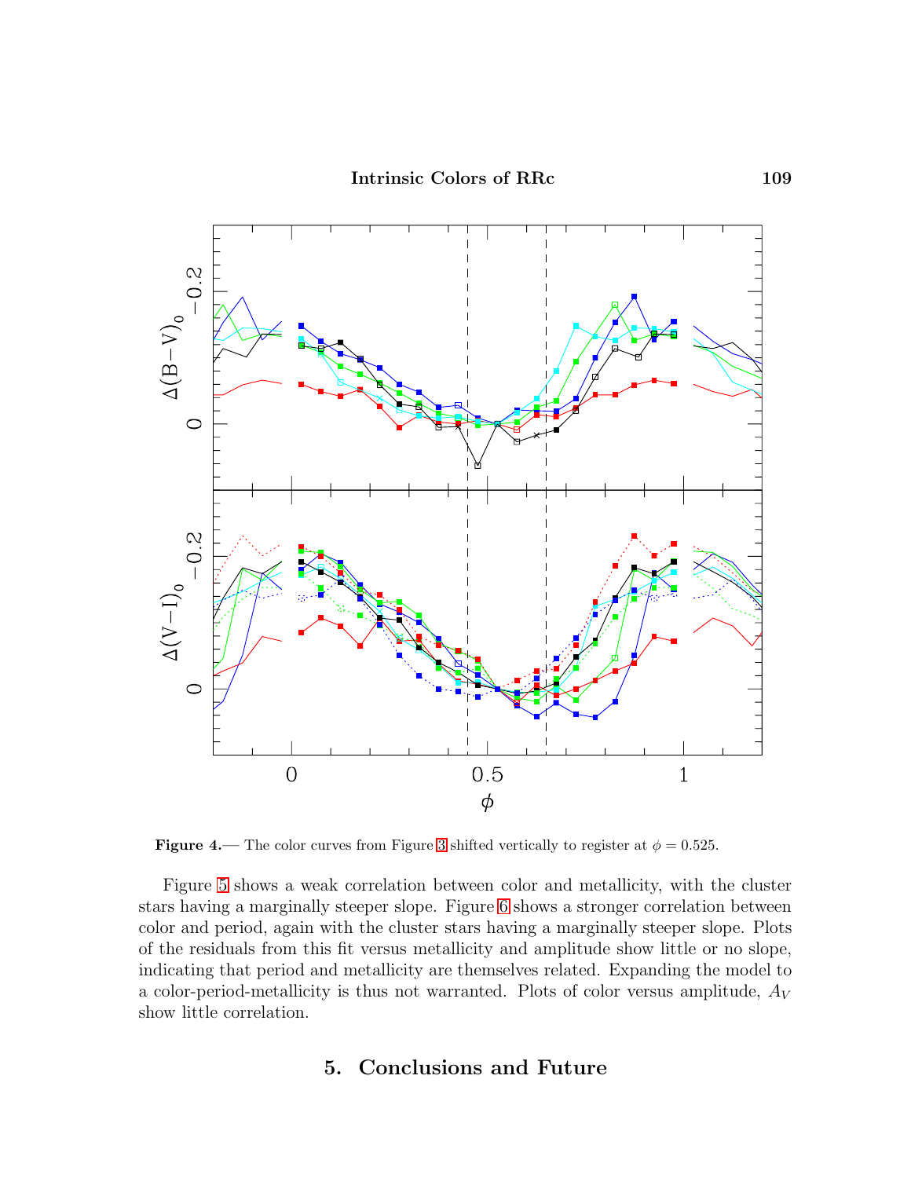**Figure 4.**— The color curves from Figure 3 shifted vertically to register at $\phi = 0.525$.

Figure 5 shows a weak correlation between color and metallicity, with the cluster stars having a marginally steeper slope. Figure 6 shows a stronger correlation between color and period, again with the cluster stars having a marginally steeper slope. Plots of the residuals from this fit versus metallicity and amplitude show little or no slope, indicating that period and metallicity are themselves related. Expanding the model to a color-period-metallicity is thus not warranted. Plots of color versus amplitude, $A_V$ show little correlation.

## 5. Conclusions and Future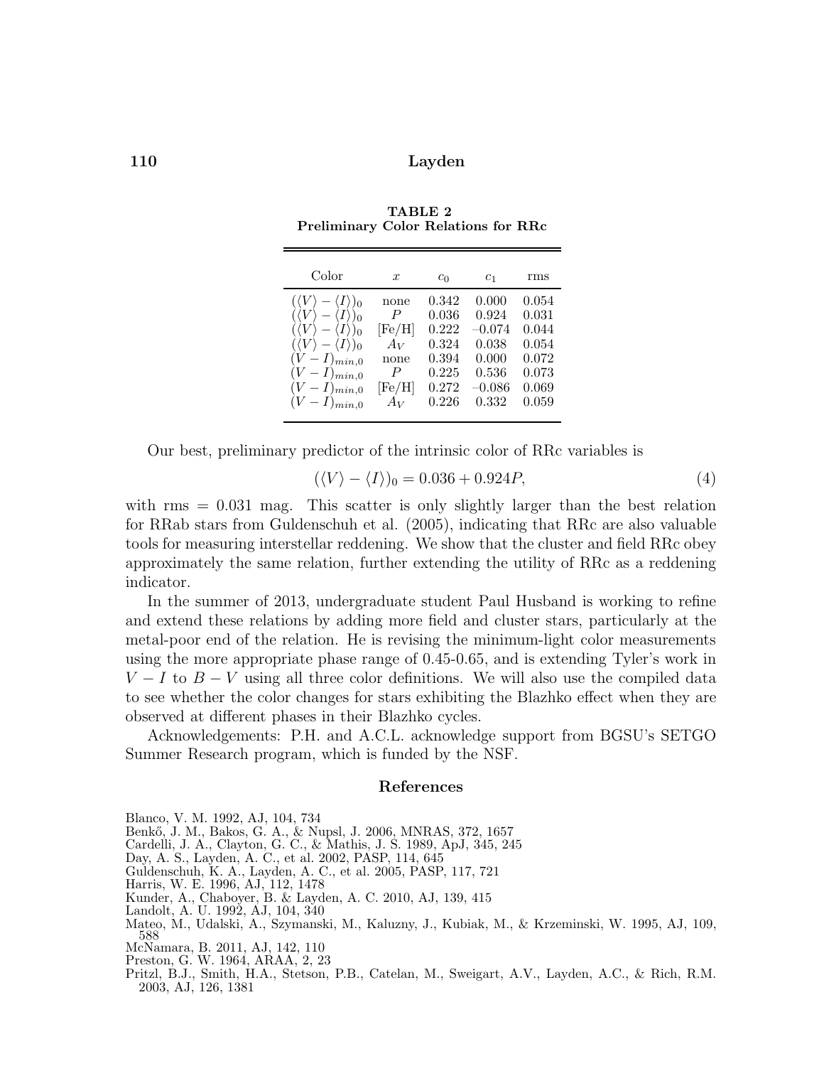**TABLE 2**
**Preliminary Color Relations for RRc**

| Color | $x$ | $c_0$ | $c_1$ | rms |
|---|---|---|---|---|
| $(\langle V\rangle - \langle I\rangle)_0$ | none | 0.342 | 0.000 | 0.054 |
| $(\langle V\rangle - \langle I\rangle)_0$ | $P$ | 0.036 | 0.924 | 0.031 |
| $(\langle V\rangle - \langle I\rangle)_0$ | [Fe/H] | 0.222 | −0.074 | 0.044 |
| $(\langle V\rangle - \langle I\rangle)_0$ | $A_V$ | 0.324 | 0.038 | 0.054 |
| $(V - I)_{min,0}$ | none | 0.394 | 0.000 | 0.072 |
| $(V - I)_{min,0}$ | $P$ | 0.225 | 0.536 | 0.073 |
| $(V - I)_{min,0}$ | [Fe/H] | 0.272 | −0.086 | 0.069 |
| $(V - I)_{min,0}$ | $A_V$ | 0.226 | 0.332 | 0.059 |

Our best, preliminary predictor of the intrinsic color of RRc variables is

$$(\langle V\rangle - \langle I\rangle)_0 = 0.036 + 0.924P, \tag{4}$$

with rms = 0.031 mag. This scatter is only slightly larger than the best relation for RRab stars from Guldenschuh et al. (2005), indicating that RRc are also valuable tools for measuring interstellar reddening. We show that the cluster and field RRc obey approximately the same relation, further extending the utility of RRc as a reddening indicator.

In the summer of 2013, undergraduate student Paul Husband is working to refine and extend these relations by adding more field and cluster stars, particularly at the metal-poor end of the relation. He is revising the minimum-light color measurements using the more appropriate phase range of 0.45-0.65, and is extending Tyler's work in $V - I$ to $B - V$ using all three color definitions. We will also use the compiled data to see whether the color changes for stars exhibiting the Blazhko effect when they are observed at different phases in their Blazhko cycles.

Acknowledgements: P.H. and A.C.L. acknowledge support from BGSU's SETGO Summer Research program, which is funded by the NSF.

## References

Blanco, V. M. 1992, AJ, 104, 734

Benkő, J. M., Bakos, G. A., & Nupsl, J. 2006, MNRAS, 372, 1657

Cardelli, J. A., Clayton, G. C., & Mathis, J. S. 1989, ApJ, 345, 245

Day, A. S., Layden, A. C., et al. 2002, PASP, 114, 645

Guldenschuh, K. A., Layden, A. C., et al. 2005, PASP, 117, 721

Harris, W. E. 1996, AJ, 112, 1478

Kunder, A., Chaboyer, B. & Layden, A. C. 2010, AJ, 139, 415

Landolt, A. U. 1992, AJ, 104, 340

Mateo, M., Udalski, A., Szymanski, M., Kaluzny, J., Kubiak, M., & Krzeminski, W. 1995, AJ, 109, 588

McNamara, B. 2011, AJ, 142, 110

Preston, G. W. 1964, ARAA, 2, 23

Pritzl, B.J., Smith, H.A., Stetson, P.B., Catelan, M., Sweigart, A.V., Layden, A.C., & Rich, R.M. 2003, AJ, 126, 1381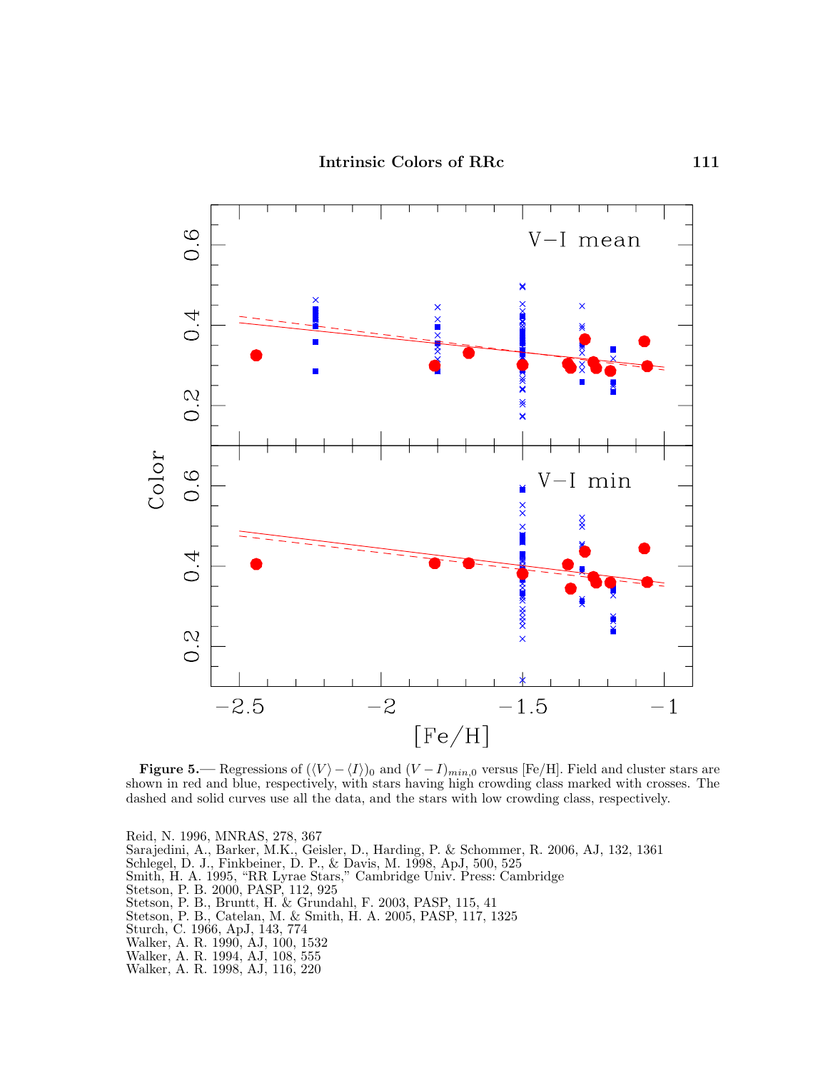**Figure 5.**— Regressions of $(\langle V\rangle - \langle I\rangle)_0$ and $(V-I)_{min,0}$ versus [Fe/H]. Field and cluster stars are shown in red and blue, respectively, with stars having high crowding class marked with crosses. The dashed and solid curves use all the data, and the stars with low crowding class, respectively.

Reid, N. 1996, MNRAS, 278, 367
Sarajedini, A., Barker, M.K., Geisler, D., Harding, P. & Schommer, R. 2006, AJ, 132, 1361
Schlegel, D. J., Finkbeiner, D. P., & Davis, M. 1998, ApJ, 500, 525
Smith, H. A. 1995, "RR Lyrae Stars," Cambridge Univ. Press: Cambridge
Stetson, P. B. 2000, PASP, 112, 925
Stetson, P. B., Bruntt, H. & Grundahl, F. 2003, PASP, 115, 41
Stetson, P. B., Catelan, M. & Smith, H. A. 2005, PASP, 117, 1325
Sturch, C. 1966, ApJ, 143, 774
Walker, A. R. 1990, AJ, 100, 1532
Walker, A. R. 1994, AJ, 108, 555
Walker, A. R. 1998, AJ, 116, 220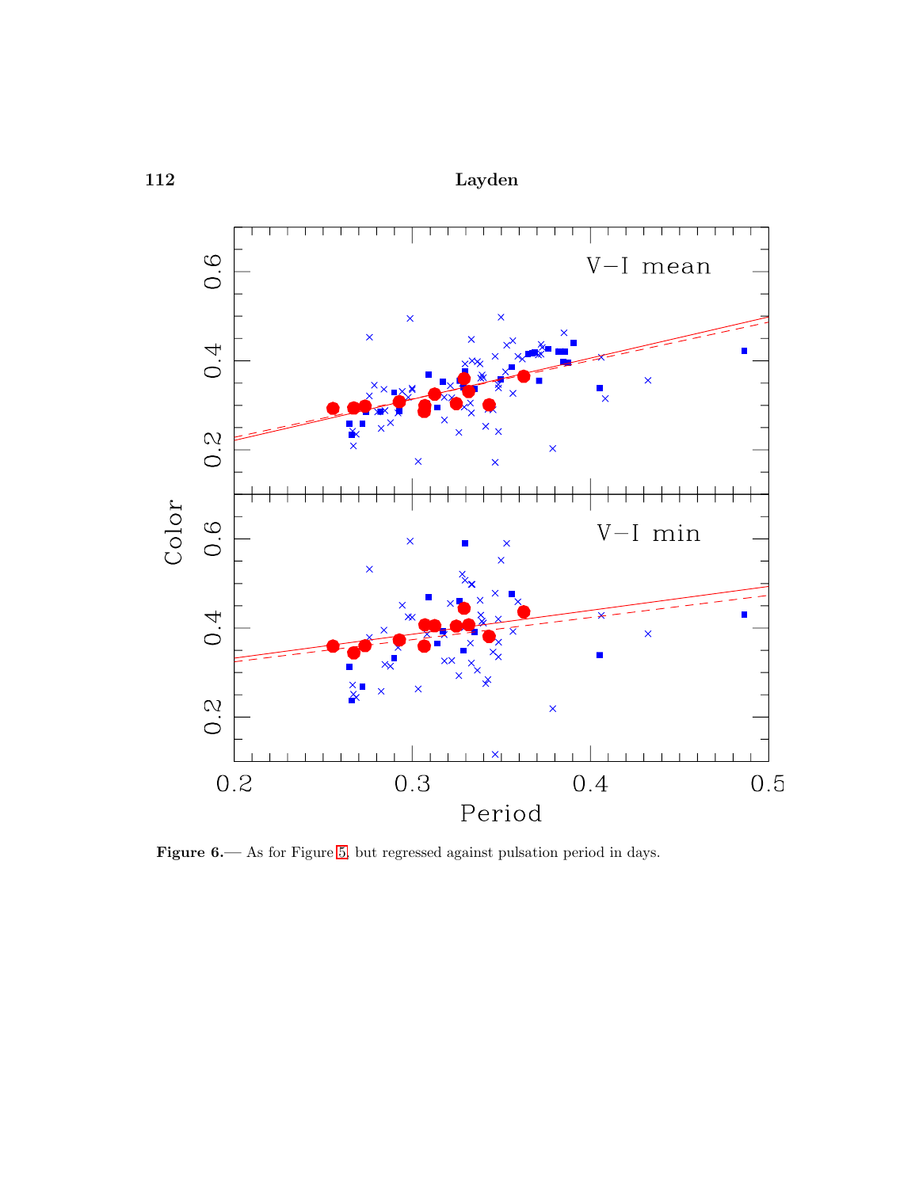V−I mean

V−I min

Color

0.2
0.4
0.6

0.2
0.4
0.6

0.2
0.3
0.4
0.5

Period

**Figure 6.**— As for Figure 5, but regressed against pulsation period in days.